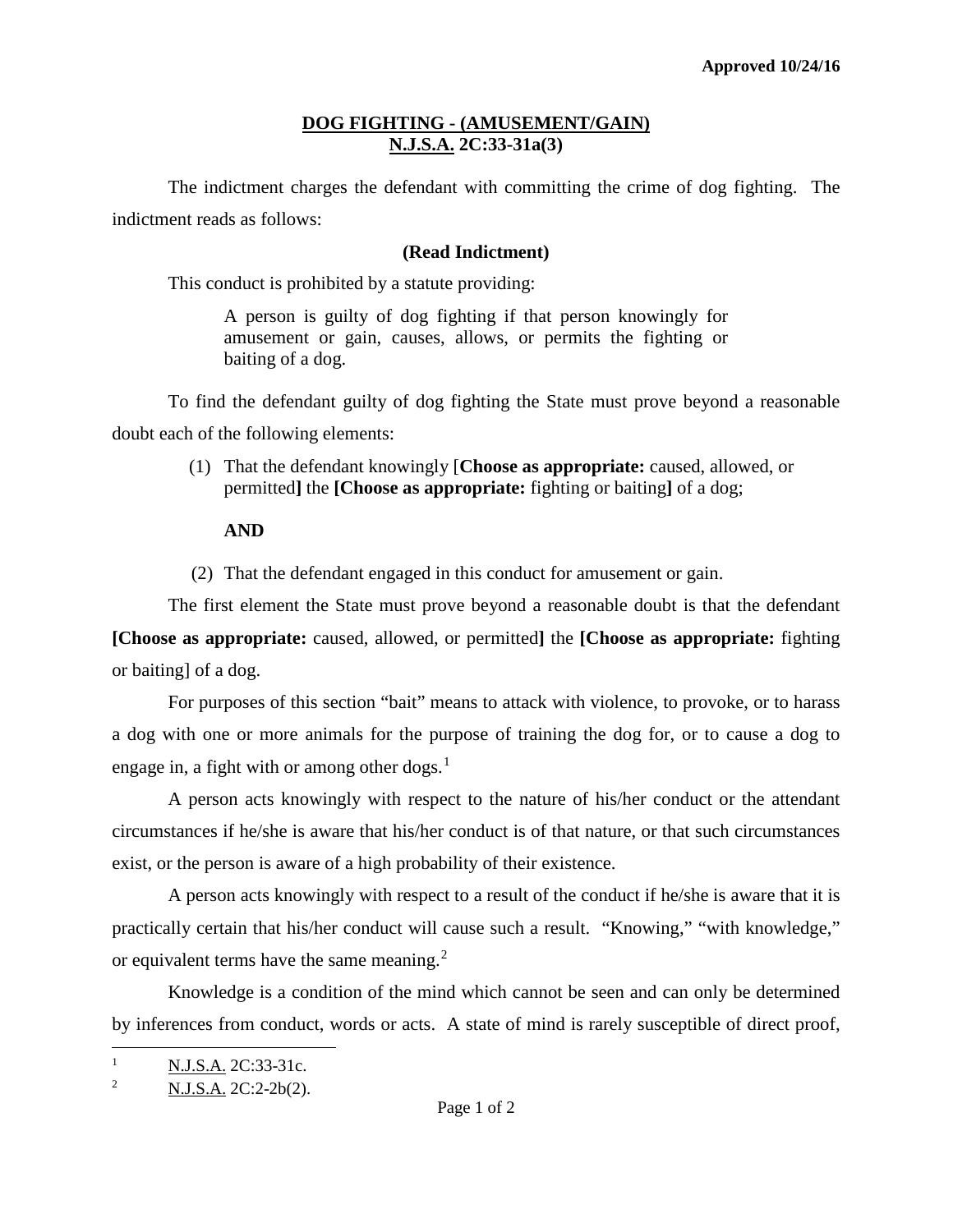Approved 10/24/16

# DOG FIGHTING - (AMUSEMENT/GAIN)
## N.J.S.A. 2C:33-31a(3)

The indictment charges the defendant with committing the crime of dog fighting. The indictment reads as follows:

**(Read Indictment)**

This conduct is prohibited by a statute providing:

> A person is guilty of dog fighting if that person knowingly for amusement or gain, causes, allows, or permits the fighting or baiting of a dog.

To find the defendant guilty of dog fighting the State must prove beyond a reasonable doubt each of the following elements:

(1) That the defendant knowingly [**Choose as appropriate:** caused, allowed, or permitted**]** the **[Choose as appropriate:** fighting or baiting**]** of a dog;

**AND**

(2) That the defendant engaged in this conduct for amusement or gain.

The first element the State must prove beyond a reasonable doubt is that the defendant **[Choose as appropriate:** caused, allowed, or permitted**]** the **[Choose as appropriate:** fighting or baiting] of a dog.

For purposes of this section "bait" means to attack with violence, to provoke, or to harass a dog with one or more animals for the purpose of training the dog for, or to cause a dog to engage in, a fight with or among other dogs.[1]

A person acts knowingly with respect to the nature of his/her conduct or the attendant circumstances if he/she is aware that his/her conduct is of that nature, or that such circumstances exist, or the person is aware of a high probability of their existence.

A person acts knowingly with respect to a result of the conduct if he/she is aware that it is practically certain that his/her conduct will cause such a result. "Knowing," "with knowledge," or equivalent terms have the same meaning.[2]

Knowledge is a condition of the mind which cannot be seen and can only be determined by inferences from conduct, words or acts. A state of mind is rarely susceptible of direct proof,

---

[1] N.J.S.A. 2C:33-31c.

[2] N.J.S.A. 2C:2-2b(2).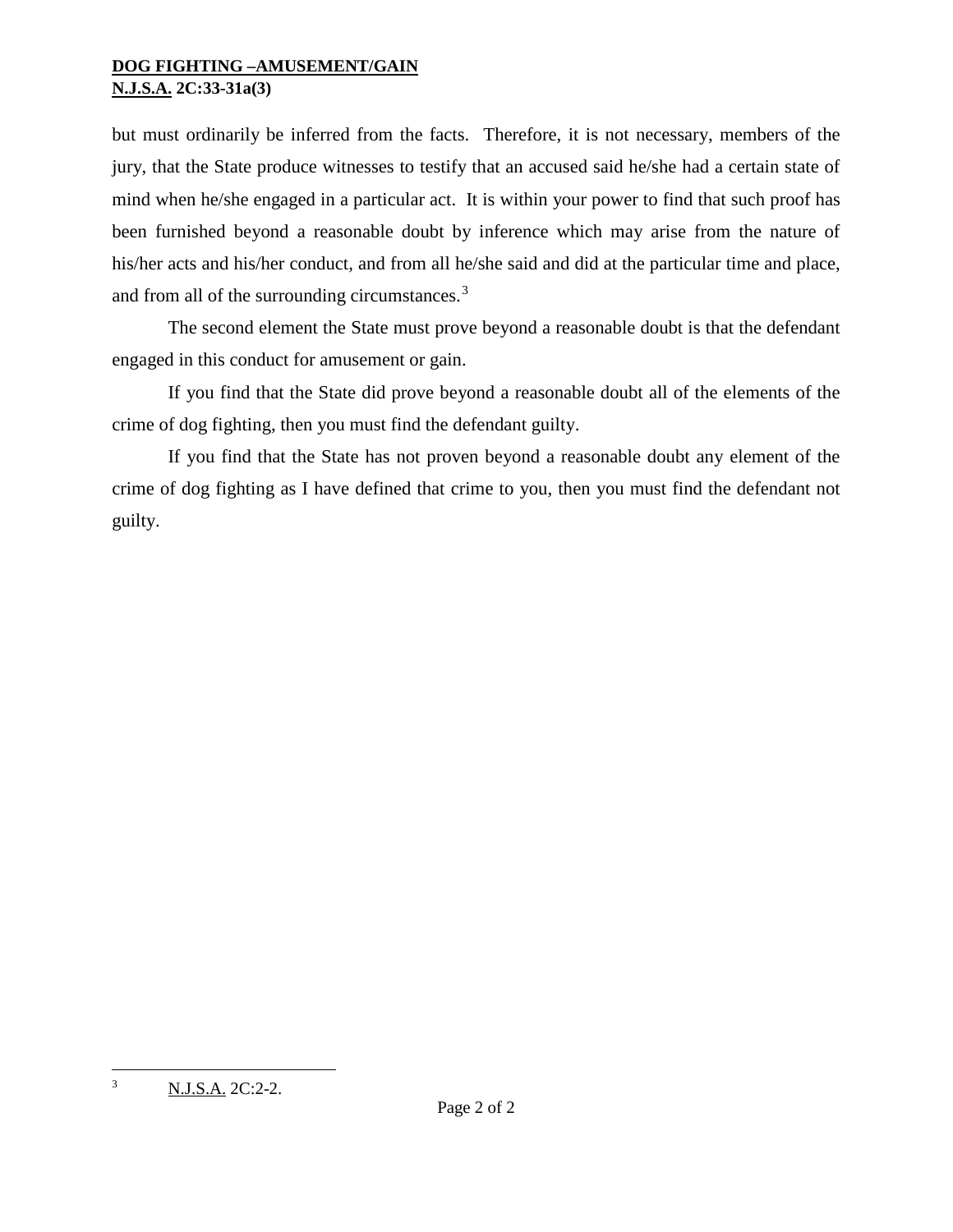but must ordinarily be inferred from the facts. Therefore, it is not necessary, members of the jury, that the State produce witnesses to testify that an accused said he/she had a certain state of mind when he/she engaged in a particular act. It is within your power to find that such proof has been furnished beyond a reasonable doubt by inference which may arise from the nature of his/her acts and his/her conduct, and from all he/she said and did at the particular time and place, and from all of the surrounding circumstances.[3]

The second element the State must prove beyond a reasonable doubt is that the defendant engaged in this conduct for amusement or gain.

If you find that the State did prove beyond a reasonable doubt all of the elements of the crime of dog fighting, then you must find the defendant guilty.

If you find that the State has not proven beyond a reasonable doubt any element of the crime of dog fighting as I have defined that crime to you, then you must find the defendant not guilty.

---

[3] N.J.S.A. 2C:2-2.